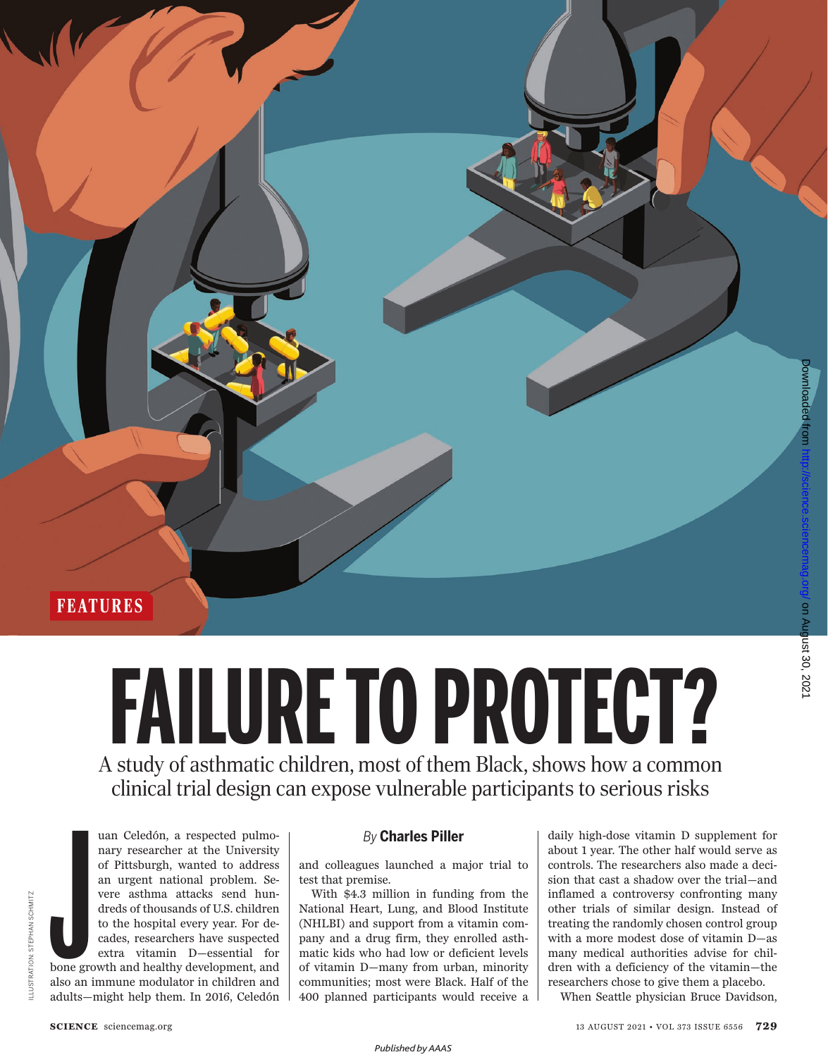FEATURES

# FAILURE TO PROTECT?

## A study of asthmatic children, most of them Black, shows how a common clinical trial design can expose vulnerable participants to serious risks

*By* **Charles Piller**

Juan Celedón, a respected pulmonary researcher at the University of Pittsburgh, wanted to address an urgent national problem. Severe asthma attacks send hundreds of thousands of U.S. children to the hospital every year. For decades, researchers have suspected extra vitamin D—essential for bone growth and healthy development, and also an immune modulator in children and adults—might help them. In 2016, Celedón and colleagues launched a major trial to test that premise.

With $4.3 million in funding from the National Heart, Lung, and Blood Institute (NHLBI) and support from a vitamin company and a drug firm, they enrolled asthmatic kids who had low or deficient levels of vitamin D—many from urban, minority communities; most were Black. Half of the 400 planned participants would receive a daily high-dose vitamin D supplement for about 1 year. The other half would serve as controls. The researchers also made a decision that cast a shadow over the trial—and inflamed a controversy confronting many other trials of similar design. Instead of treating the randomly chosen control group with a more modest dose of vitamin D—as many medical authorities advise for children with a deficiency of the vitamin—the researchers chose to give them a placebo.

When Seattle physician Bruce Davidson,

ILLUSTRATION: STEPHAN SCHMITZ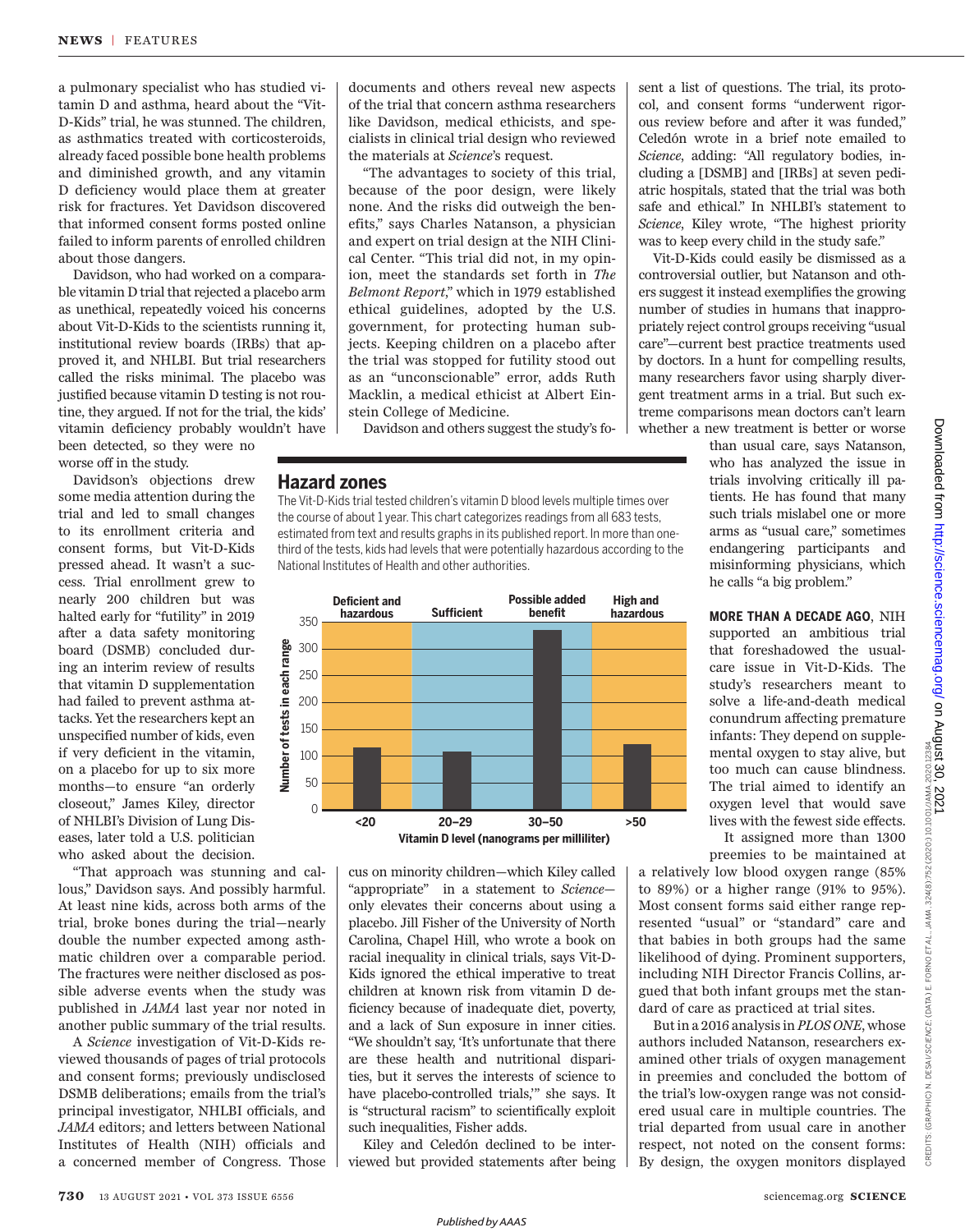a pulmonary specialist who has studied vitamin D and asthma, heard about the "Vit-D-Kids" trial, he was stunned. The children, as asthmatics treated with corticosteroids, already faced possible bone health problems and diminished growth, and any vitamin D deficiency would place them at greater risk for fractures. Yet Davidson discovered that informed consent forms posted online failed to inform parents of enrolled children about those dangers.

Davidson, who had worked on a comparable vitamin D trial that rejected a placebo arm as unethical, repeatedly voiced his concerns about Vit-D-Kids to the scientists running it, institutional review boards (IRBs) that approved it, and NHLBI. But trial researchers called the risks minimal. The placebo was justified because vitamin D testing is not routine, they argued. If not for the trial, the kids' vitamin deficiency probably wouldn't have been detected, so they were no worse off in the study.

Davidson's objections drew some media attention during the trial and led to small changes to its enrollment criteria and consent forms, but Vit-D-Kids pressed ahead. It wasn't a success. Trial enrollment grew to nearly 200 children but was halted early for "futility" in 2019 after a data safety monitoring board (DSMB) concluded during an interim review of results that vitamin D supplementation had failed to prevent asthma attacks. Yet the researchers kept an unspecified number of kids, even if very deficient in the vitamin, on a placebo for up to six more months—to ensure "an orderly closeout," James Kiley, director of NHLBI's Division of Lung Diseases, later told a U.S. politician who asked about the decision.

"That approach was stunning and callous," Davidson says. And possibly harmful. At least nine kids, across both arms of the trial, broke bones during the trial—nearly double the number expected among asthmatic children over a comparable period. The fractures were neither disclosed as possible adverse events when the study was published in *JAMA* last year nor noted in another public summary of the trial results.

A *Science* investigation of Vit-D-Kids reviewed thousands of pages of trial protocols and consent forms; previously undisclosed DSMB deliberations; emails from the trial's principal investigator, NHLBI officials, and *JAMA* editors; and letters between National Institutes of Health (NIH) officials and a concerned member of Congress. Those documents and others reveal new aspects of the trial that concern asthma researchers like Davidson, medical ethicists, and specialists in clinical trial design who reviewed the materials at *Science*'s request.

"The advantages to society of this trial, because of the poor design, were likely none. And the risks did outweigh the benefits," says Charles Natanson, a physician and expert on trial design at the NIH Clinical Center. "This trial did not, in my opinion, meet the standards set forth in *The Belmont Report*," which in 1979 established ethical guidelines, adopted by the U.S. government, for protecting human subjects. Keeping children on a placebo after the trial was stopped for futility stood out as an "unconscionable" error, adds Ruth Macklin, a medical ethicist at Albert Einstein College of Medicine.

Davidson and others suggest the study's focus on minority children—which Kiley called "appropriate" in a statement to *Science*—only elevates their concerns about using a placebo. Jill Fisher of the University of North Carolina, Chapel Hill, who wrote a book on racial inequality in clinical trials, says Vit-D-Kids ignored the ethical imperative to treat children at known risk from vitamin D deficiency because of inadequate diet, poverty, and a lack of Sun exposure in inner cities. "We shouldn't say, 'It's unfortunate that there are these health and nutritional disparities, but it serves the interests of science to have placebo-controlled trials,'" she says. It is "structural racism" to scientifically exploit such inequalities, Fisher adds.

Kiley and Celedón declined to be interviewed but provided statements after being sent a list of questions. The trial, its protocol, and consent forms "underwent rigorous review before and after it was funded," Celedón wrote in a brief note emailed to *Science*, adding: "All regulatory bodies, including a [DSMB] and [IRBs] at seven pediatric hospitals, stated that the trial was both safe and ethical." In NHLBI's statement to *Science*, Kiley wrote, "The highest priority was to keep every child in the study safe."

Vit-D-Kids could easily be dismissed as a controversial outlier, but Natanson and others suggest it instead exemplifies the growing number of studies in humans that inappropriately reject control groups receiving "usual care"—current best practice treatments used by doctors. In a hunt for compelling results, many researchers favor using sharply divergent treatment arms in a trial. But such extreme comparisons mean doctors can't learn whether a new treatment is better or worse than usual care, says Natanson, who has analyzed the issue in trials involving critically ill patients. He has found that many such trials mislabel one or more arms as "usual care," sometimes endangering participants and misinforming physicians, which he calls "a big problem."

## Hazard zones

The Vit-D-Kids trial tested children's vitamin D blood levels multiple times over the course of about 1 year. This chart categorizes readings from all 683 tests, estimated from text and results graphs in its published report. In more than one-third of the tests, kids had levels that were potentially hazardous according to the National Institutes of Health and other authorities.

| Vitamin D level (nanograms per milliliter) | Category | Number of tests in each range (approx.) |
|---|---|---|
| <20 | Deficient and hazardous | ~115 |
| 20–29 | Sufficient | ~108 |
| 30–50 | Possible added benefit | ~335 |
| >50 | High and hazardous | ~122 |

**MORE THAN A DECADE AGO**, NIH supported an ambitious trial that foreshadowed the usual-care issue in Vit-D-Kids. The study's researchers meant to solve a life-and-death medical conundrum affecting premature infants: They depend on supplemental oxygen to stay alive, but too much can cause blindness. The trial aimed to identify an oxygen level that would save lives with the fewest side effects.

It assigned more than 1300 preemies to be maintained at a relatively low blood oxygen range (85% to 89%) or a higher range (91% to 95%). Most consent forms said either range represented "usual" or "standard" care and that babies in both groups had the same likelihood of dying. Prominent supporters, including NIH Director Francis Collins, argued that both infant groups met the standard of care as practiced at trial sites.

But in a 2016 analysis in *PLOS ONE*, whose authors included Natanson, researchers examined other trials of oxygen management in preemies and concluded the bottom of the trial's low-oxygen range was not considered usual care in multiple countries. The trial departed from usual care in another respect, not noted on the consent forms: By design, the oxygen monitors displayed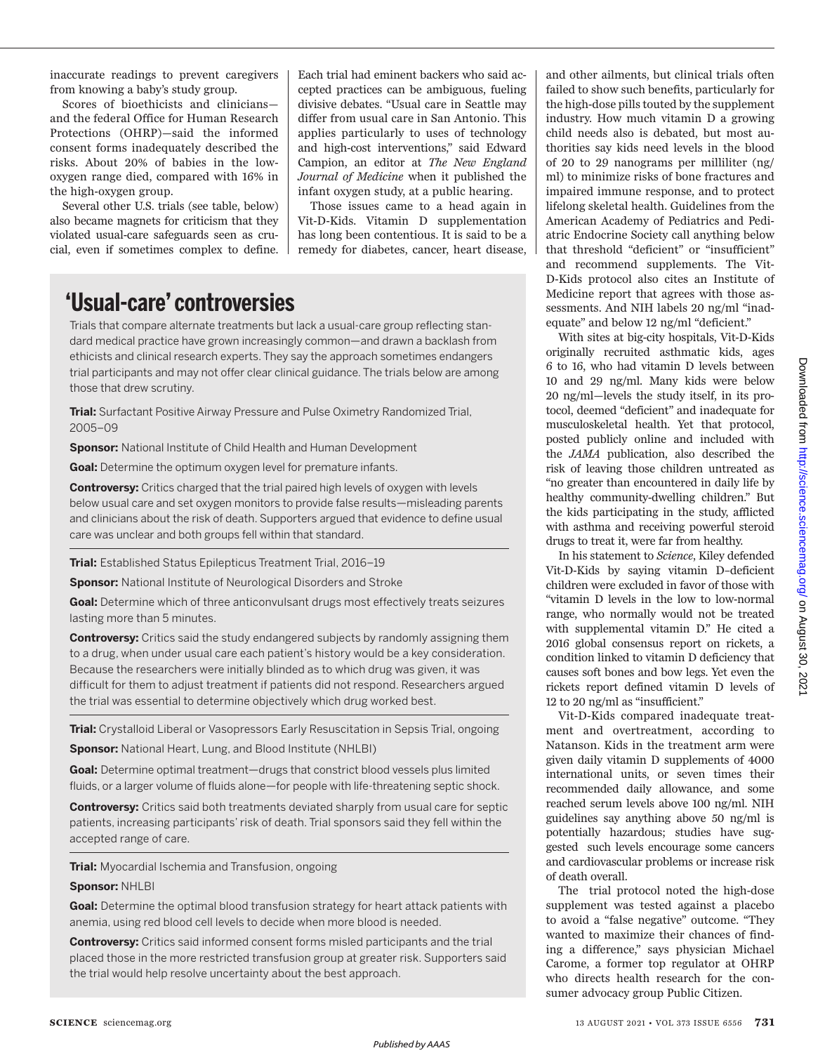inaccurate readings to prevent caregivers from knowing a baby's study group.

Scores of bioethicists and clinicians—and the federal Office for Human Research Protections (OHRP)—said the informed consent forms inadequately described the risks. About 20% of babies in the low-oxygen range died, compared with 16% in the high-oxygen group.

Several other U.S. trials (see table, below) also became magnets for criticism that they violated usual-care safeguards seen as crucial, even if sometimes complex to define. Each trial had eminent backers who said accepted practices can be ambiguous, fueling divisive debates. "Usual care in Seattle may differ from usual care in San Antonio. This applies particularly to uses of technology and high-cost interventions," said Edward Campion, an editor at *The New England Journal of Medicine* when it published the infant oxygen study, at a public hearing.

Those issues came to a head again in Vit-D-Kids. Vitamin D supplementation has long been contentious. It is said to be a remedy for diabetes, cancer, heart disease, and other ailments, but clinical trials often failed to show such benefits, particularly for the high-dose pills touted by the supplement industry. How much vitamin D a growing child needs also is debated, but most authorities say kids need levels in the blood of 20 to 29 nanograms per milliliter (ng/ml) to minimize risks of bone fractures and impaired immune response, and to protect lifelong skeletal health. Guidelines from the American Academy of Pediatrics and Pediatric Endocrine Society call anything below that threshold "deficient" or "insufficient" and recommend supplements. The Vit-D-Kids protocol also cites an Institute of Medicine report that agrees with those assessments. And NIH labels 20 ng/ml "inadequate" and below 12 ng/ml "deficient."

With sites at big-city hospitals, Vit-D-Kids originally recruited asthmatic kids, ages 6 to 16, who had vitamin D levels between 10 and 29 ng/ml. Many kids were below 20 ng/ml—levels the study itself, in its protocol, deemed "deficient" and inadequate for musculoskeletal health. Yet that protocol, posted publicly online and included with the *JAMA* publication, also described the risk of leaving those children untreated as "no greater than encountered in daily life by healthy community-dwelling children." But the kids participating in the study, afflicted with asthma and receiving powerful steroid drugs to treat it, were far from healthy.

In his statement to *Science*, Kiley defended Vit-D-Kids by saying vitamin D–deficient children were excluded in favor of those with "vitamin D levels in the low to low-normal range, who normally would not be treated with supplemental vitamin D." He cited a 2016 global consensus report on rickets, a condition linked to vitamin D deficiency that causes soft bones and bow legs. Yet even the rickets report defined vitamin D levels of 12 to 20 ng/ml as "insufficient."

Vit-D-Kids compared inadequate treatment and overtreatment, according to Natanson. Kids in the treatment arm were given daily vitamin D supplements of 4000 international units, or seven times their recommended daily allowance, and some reached serum levels above 100 ng/ml. NIH guidelines say anything above 50 ng/ml is potentially hazardous; studies have suggested such levels encourage some cancers and cardiovascular problems or increase risk of death overall.

The trial protocol noted the high-dose supplement was tested against a placebo to avoid a "false negative" outcome. "They wanted to maximize their chances of finding a difference," says physician Michael Carome, a former top regulator at OHRP who directs health research for the consumer advocacy group Public Citizen.

## 'Usual-care' controversies

Trials that compare alternate treatments but lack a usual-care group reflecting standard medical practice have grown increasingly common—and drawn a backlash from ethicists and clinical research experts. They say the approach sometimes endangers trial participants and may not offer clear clinical guidance. The trials below are among those that drew scrutiny.

**Trial:** Surfactant Positive Airway Pressure and Pulse Oximetry Randomized Trial, 2005–09

**Sponsor:** National Institute of Child Health and Human Development

**Goal:** Determine the optimum oxygen level for premature infants.

**Controversy:** Critics charged that the trial paired high levels of oxygen with levels below usual care and set oxygen monitors to provide false results—misleading parents and clinicians about the risk of death. Supporters argued that evidence to define usual care was unclear and both groups fell within that standard.

---

**Trial:** Established Status Epilepticus Treatment Trial, 2016–19

**Sponsor:** National Institute of Neurological Disorders and Stroke

**Goal:** Determine which of three anticonvulsant drugs most effectively treats seizures lasting more than 5 minutes.

**Controversy:** Critics said the study endangered subjects by randomly assigning them to a drug, when under usual care each patient's history would be a key consideration. Because the researchers were initially blinded as to which drug was given, it was difficult for them to adjust treatment if patients did not respond. Researchers argued the trial was essential to determine objectively which drug worked best.

---

**Trial:** Crystalloid Liberal or Vasopressors Early Resuscitation in Sepsis Trial, ongoing

**Sponsor:** National Heart, Lung, and Blood Institute (NHLBI)

**Goal:** Determine optimal treatment—drugs that constrict blood vessels plus limited fluids, or a larger volume of fluids alone—for people with life-threatening septic shock.

**Controversy:** Critics said both treatments deviated sharply from usual care for septic patients, increasing participants' risk of death. Trial sponsors said they fell within the accepted range of care.

---

**Trial:** Myocardial Ischemia and Transfusion, ongoing

**Sponsor:** NHLBI

**Goal:** Determine the optimal blood transfusion strategy for heart attack patients with anemia, using red blood cell levels to decide when more blood is needed.

**Controversy:** Critics said informed consent forms misled participants and the trial placed those in the more restricted transfusion group at greater risk. Supporters said the trial would help resolve uncertainty about the best approach.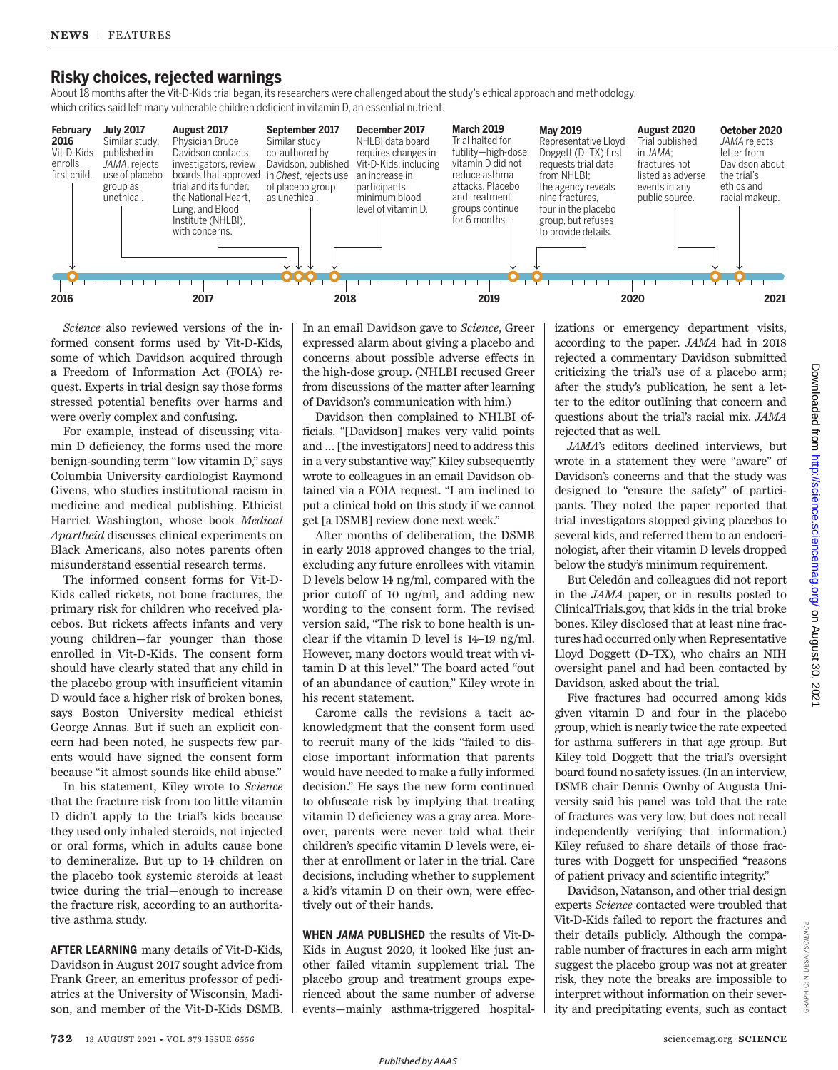## Risky choices, rejected warnings

About 18 months after the Vit-D-Kids trial began, its researchers were challenged about the study's ethical approach and methodology, which critics said left many vulnerable children deficient in vitamin D, an essential nutrient.

- **February 2016** Vit-D-Kids enrolls first child.
- **July 2017** Similar study, published in *JAMA*, rejects use of placebo group as unethical.
- **August 2017** Physician Bruce Davidson contacts investigators, review boards that approved trial and its funder, the National Heart, Lung, and Blood Institute (NHLBI), with concerns.
- **September 2017** Similar study co-authored by Davidson, published in *Chest*, rejects use of placebo group as unethical.
- **December 2017** NHLBI data board requires changes in Vit-D-Kids, including an increase in participants' minimum blood level of vitamin D.
- **March 2019** Trial halted for futility—high-dose vitamin D did not reduce asthma attacks. Placebo and treatment groups continue for 6 months.
- **May 2019** Representative Lloyd Doggett (D–TX) first requests trial data from NHLBI; the agency reveals nine fractures, four in the placebo group, but refuses to provide details.
- **August 2020** Trial published in *JAMA*; fractures not listed as adverse events in any public source.
- **October 2020** *JAMA* rejects letter from Davidson about the trial's ethics and racial makeup.

*Science* also reviewed versions of the informed consent forms used by Vit-D-Kids, some of which Davidson acquired through a Freedom of Information Act (FOIA) request. Experts in trial design say those forms stressed potential benefits over harms and were overly complex and confusing.

For example, instead of discussing vitamin D deficiency, the forms used the more benign-sounding term "low vitamin D," says Columbia University cardiologist Raymond Givens, who studies institutional racism in medicine and medical publishing. Ethicist Harriet Washington, whose book *Medical Apartheid* discusses clinical experiments on Black Americans, also notes parents often misunderstand essential research terms.

The informed consent forms for Vit-D-Kids called rickets, not bone fractures, the primary risk for children who received placebos. But rickets affects infants and very young children—far younger than those enrolled in Vit-D-Kids. The consent form should have clearly stated that any child in the placebo group with insufficient vitamin D would face a higher risk of broken bones, says Boston University medical ethicist George Annas. But if such an explicit concern had been noted, he suspects few parents would have signed the consent form because "it almost sounds like child abuse."

In his statement, Kiley wrote to *Science* that the fracture risk from too little vitamin D didn't apply to the trial's kids because they used only inhaled steroids, not injected or oral forms, which in adults cause bone to demineralize. But up to 14 children on the placebo took systemic steroids at least twice during the trial—enough to increase the fracture risk, according to an authoritative asthma study.

**AFTER LEARNING** many details of Vit-D-Kids, Davidson in August 2017 sought advice from Frank Greer, an emeritus professor of pediatrics at the University of Wisconsin, Madison, and member of the Vit-D-Kids DSMB. In an email Davidson gave to *Science*, Greer expressed alarm about giving a placebo and concerns about possible adverse effects in the high-dose group. (NHLBI recused Greer from discussions of the matter after learning of Davidson's communication with him.)

Davidson then complained to NHLBI officials. "[Davidson] makes very valid points and … [the investigators] need to address this in a very substantive way," Kiley subsequently wrote to colleagues in an email Davidson obtained via a FOIA request. "I am inclined to put a clinical hold on this study if we cannot get [a DSMB] review done next week."

After months of deliberation, the DSMB in early 2018 approved changes to the trial, excluding any future enrollees with vitamin D levels below 14 ng/ml, compared with the prior cutoff of 10 ng/ml, and adding new wording to the consent form. The revised version said, "The risk to bone health is unclear if the vitamin D level is 14–19 ng/ml. However, many doctors would treat with vitamin D at this level." The board acted "out of an abundance of caution," Kiley wrote in his recent statement.

Carome calls the revisions a tacit acknowledgment that the consent form used to recruit many of the kids "failed to disclose important information that parents would have needed to make a fully informed decision." He says the new form continued to obfuscate risk by implying that treating vitamin D deficiency was a gray area. Moreover, parents were never told what their children's specific vitamin D levels were, either at enrollment or later in the trial. Care decisions, including whether to supplement a kid's vitamin D on their own, were effectively out of their hands.

**WHEN *JAMA* PUBLISHED** the results of Vit-D-Kids in August 2020, it looked like just another failed vitamin supplement trial. The placebo group and treatment groups experienced about the same number of adverse events—mainly asthma-triggered hospitalizations or emergency department visits, according to the paper. *JAMA* had in 2018 rejected a commentary Davidson submitted criticizing the trial's use of a placebo arm; after the study's publication, he sent a letter to the editor outlining that concern and questions about the trial's racial mix. *JAMA* rejected that as well.

*JAMA*'s editors declined interviews, but wrote in a statement they were "aware" of Davidson's concerns and that the study was designed to "ensure the safety" of participants. They noted the paper reported that trial investigators stopped giving placebos to several kids, and referred them to an endocrinologist, after their vitamin D levels dropped below the study's minimum requirement.

But Celedón and colleagues did not report in the *JAMA* paper, or in results posted to ClinicalTrials.gov, that kids in the trial broke bones. Kiley disclosed that at least nine fractures had occurred only when Representative Lloyd Doggett (D–TX), who chairs an NIH oversight panel and had been contacted by Davidson, asked about the trial.

Five fractures had occurred among kids given vitamin D and four in the placebo group, which is nearly twice the rate expected for asthma sufferers in that age group. But Kiley told Doggett that the trial's oversight board found no safety issues. (In an interview, DSMB chair Dennis Ownby of Augusta University said his panel was told that the rate of fractures was very low, but does not recall independently verifying that information.) Kiley refused to share details of those fractures with Doggett for unspecified "reasons of patient privacy and scientific integrity."

Davidson, Natanson, and other trial design experts *Science* contacted were troubled that Vit-D-Kids failed to report the fractures and their details publicly. Although the comparable number of fractures in each arm might suggest the placebo group was not at greater risk, they note the breaks are impossible to interpret without information on their severity and precipitating events, such as contact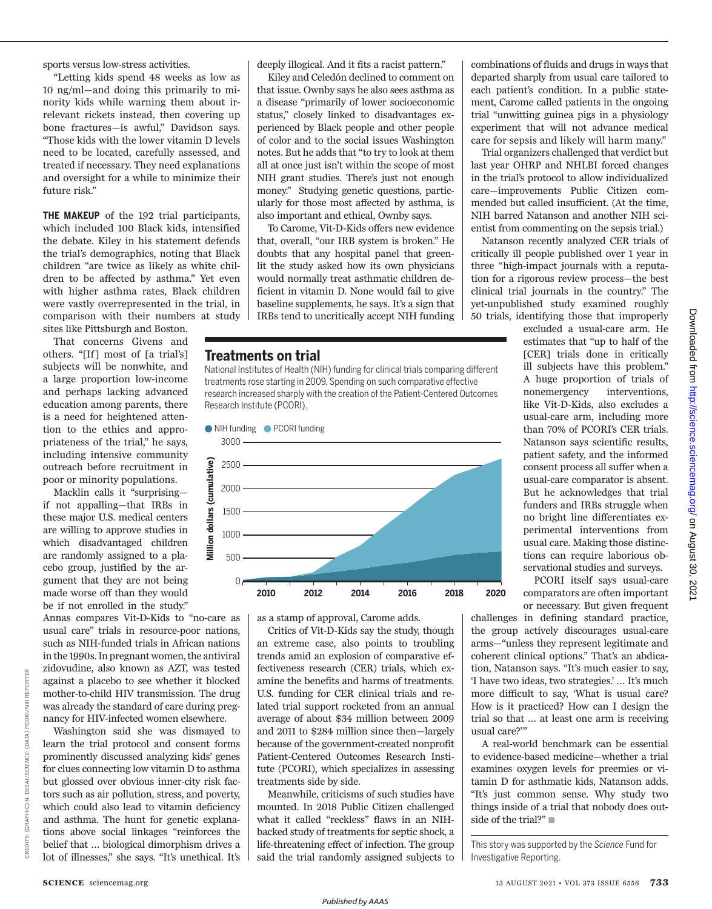sports versus low-stress activities.

"Letting kids spend 48 weeks as low as 10 ng/ml—and doing this primarily to minority kids while warning them about irrelevant rickets instead, then covering up bone fractures—is awful," Davidson says. "Those kids with the lower vitamin D levels need to be located, carefully assessed, and treated if necessary. They need explanations and oversight for a while to minimize their future risk."

**THE MAKEUP** of the 192 trial participants, which included 100 Black kids, intensified the debate. Kiley in his statement defends the trial's demographics, noting that Black children "are twice as likely as white children to be affected by asthma." Yet even with higher asthma rates, Black children were vastly overrepresented in the trial, in comparison with their numbers at study sites like Pittsburgh and Boston.

That concerns Givens and others. "[If] most of [a trial's] subjects will be nonwhite, and a large proportion low-income and perhaps lacking advanced education among parents, there is a need for heightened attention to the ethics and appropriateness of the trial," he says, including intensive community outreach before recruitment in poor or minority populations.

Macklin calls it "surprising—if not appalling—that IRBs in these major U.S. medical centers are willing to approve studies in which disadvantaged children are randomly assigned to a placebo group, justified by the argument that they are not being made worse off than they would be if not enrolled in the study."

Annas compares Vit-D-Kids to "no-care as usual care" trials in resource-poor nations, such as NIH-funded trials in African nations in the 1990s. In pregnant women, the antiviral zidovudine, also known as AZT, was tested against a placebo to see whether it blocked mother-to-child HIV transmission. The drug was already the standard of care during pregnancy for HIV-infected women elsewhere.

Washington said she was dismayed to learn the trial protocol and consent forms prominently discussed analyzing kids' genes for clues connecting low vitamin D to asthma but glossed over obvious inner-city risk factors such as air pollution, stress, and poverty, which could also lead to vitamin deficiency and asthma. The hunt for genetic explanations above social linkages "reinforces the belief that … biological dimorphism drives a lot of illnesses," she says. "It's unethical. It's deeply illogical. And it fits a racist pattern."

Kiley and Celedón declined to comment on that issue. Ownby says he also sees asthma as a disease "primarily of lower socioeconomic status," closely linked to disadvantages experienced by Black people and other people of color and to the social issues Washington notes. But he adds that "to try to look at them all at once just isn't within the scope of most NIH grant studies. There's just not enough money." Studying genetic questions, particularly for those most affected by asthma, is also important and ethical, Ownby says.

To Carome, Vit-D-Kids offers new evidence that, overall, "our IRB system is broken." He doubts that any hospital panel that greenlit the study asked how its own physicians would normally treat asthmatic children deficient in vitamin D. None would fail to give baseline supplements, he says. It's a sign that IRBs tend to uncritically accept NIH funding as a stamp of approval, Carome adds.

Critics of Vit-D-Kids say the study, though an extreme case, also points to troubling trends amid an explosion of comparative effectiveness research (CER) trials, which examine the benefits and harms of treatments. U.S. funding for CER clinical trials and related trial support rocketed from an annual average of about $34 million between 2009 and 2011 to $284 million since then—largely because of the government-created nonprofit Patient-Centered Outcomes Research Institute (PCORI), which specializes in assessing treatments side by side.

Meanwhile, criticisms of such studies have mounted. In 2018 Public Citizen challenged what it called "reckless" flaws in an NIH-backed study of treatments for septic shock, a life-threatening effect of infection. The group said the trial randomly assigned subjects to combinations of fluids and drugs in ways that departed sharply from usual care tailored to each patient's condition. In a public statement, Carome called patients in the ongoing trial "unwitting guinea pigs in a physiology experiment that will not advance medical care for sepsis and likely will harm many."

Trial organizers challenged that verdict but last year OHRP and NHLBI forced changes in the trial's protocol to allow individualized care—improvements Public Citizen commended but called insufficient. (At the time, NIH barred Natanson and another NIH scientist from commenting on the sepsis trial.)

Natanson recently analyzed CER trials of critically ill people published over 1 year in three "high-impact journals with a reputation for a rigorous review process—the best clinical trial journals in the country." The yet-unpublished study examined roughly 50 trials, identifying those that improperly excluded a usual-care arm. He estimates that "up to half of the [CER] trials done in critically ill subjects have this problem." A huge proportion of trials of nonemergency interventions, like Vit-D-Kids, also excludes a usual-care arm, including more than 70% of PCORI's CER trials. Natanson says scientific results, patient safety, and the informed consent process all suffer when a usual-care comparator is absent. But he acknowledges that trial funders and IRBs struggle when no bright line differentiates experimental interventions from usual care. Making those distinctions can require laborious observational studies and surveys.

PCORI itself says usual-care comparators are often important or necessary. But given frequent challenges in defining standard practice, the group actively discourages usual-care arms—"unless they represent legitimate and coherent clinical options." That's an abdication, Natanson says. "It's much easier to say, 'I have two ideas, two strategies.' … It's much more difficult to say, 'What is usual care? How is it practiced? How can I design the trial so that … at least one arm is receiving usual care?'"

A real-world benchmark can be essential to evidence-based medicine—whether a trial examines oxygen levels for preemies or vitamin D for asthmatic kids, Natanson adds. "It's just common sense. Why study two things inside of a trial that nobody does outside of the trial?" ■

## Treatments on trial

National Institutes of Health (NIH) funding for clinical trials comparing different treatments rose starting in 2009. Spending on such comparative effective research increased sharply with the creation of the Patient-Centered Outcomes Research Institute (PCORI).

*This story was supported by the* Science *Fund for Investigative Reporting.*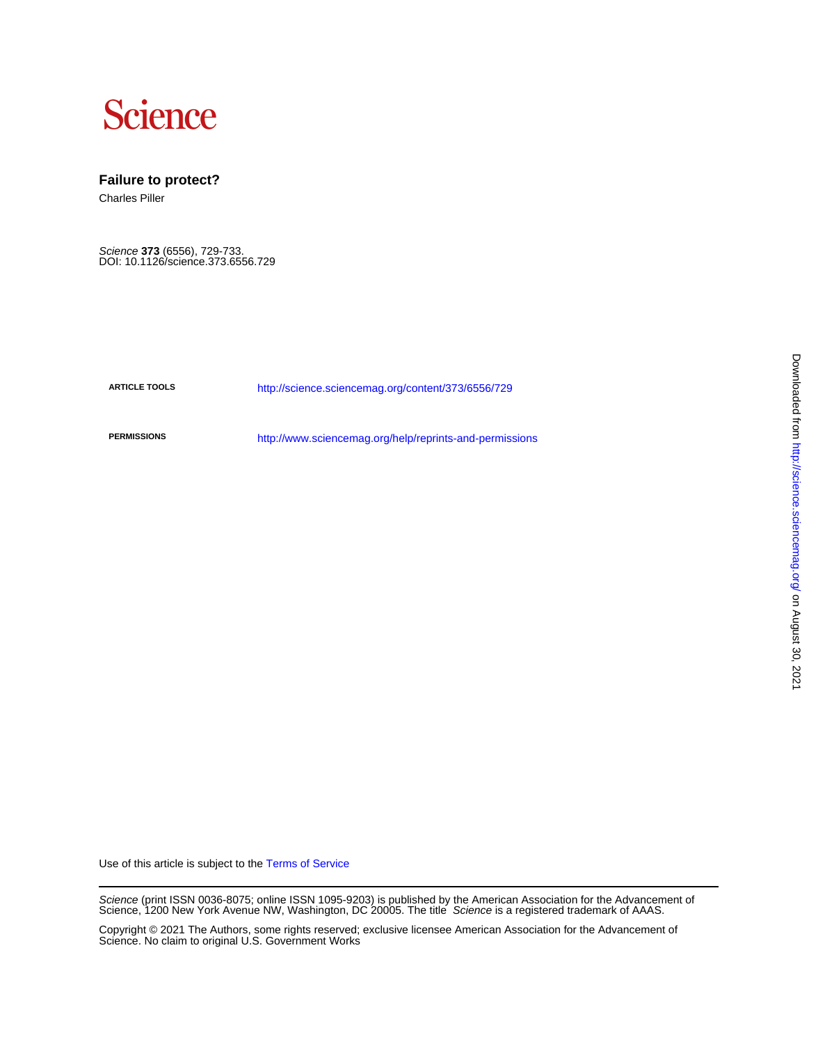# Science

## Failure to protect?

Charles Piller

*Science* **373** (6556), 729-733.
DOI: 10.1126/science.373.6556.729

**ARTICLE TOOLS** http://science.sciencemag.org/content/373/6556/729

**PERMISSIONS** http://www.sciencemag.org/help/reprints-and-permissions

Use of this article is subject to the Terms of Service

*Science* (print ISSN 0036-8075; online ISSN 1095-9203) is published by the American Association for the Advancement of Science, 1200 New York Avenue NW, Washington, DC 20005. The title *Science* is a registered trademark of AAAS.

Copyright © 2021 The Authors, some rights reserved; exclusive licensee American Association for the Advancement of Science. No claim to original U.S. Government Works

Downloaded from http://science.sciencemag.org/ on August 30, 2021